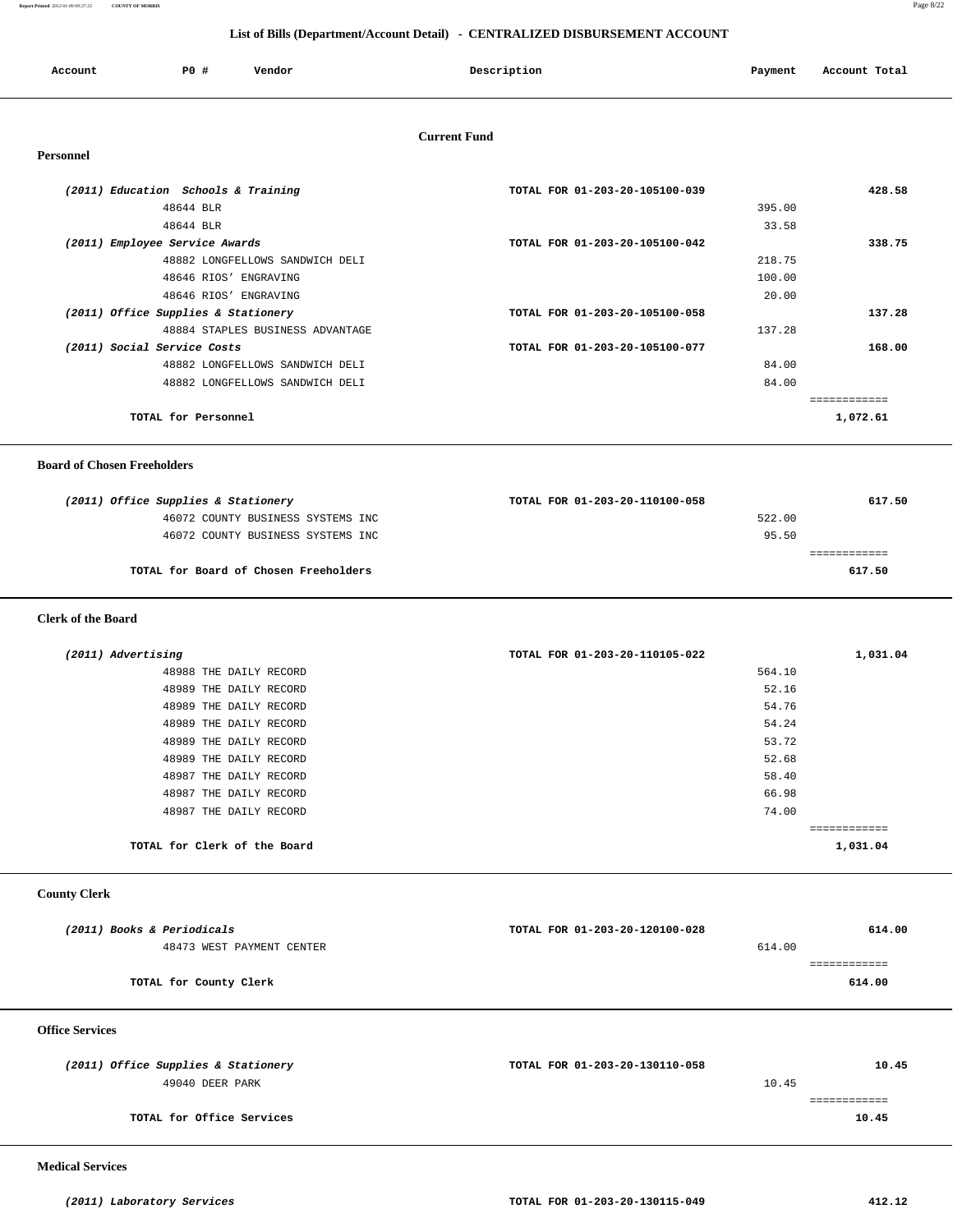## List of Bills (Department/Account Detail) - CENTRALIZED DISBURSEMENT ACCOUNT

| Account | PO # | Vendor | Description | Payment | Account Total |
|---|---|---|---|---|---|

### Current Fund

#### Personnel

| Account | PO # | Vendor | Description | Payment | Account Total |
|---|---|---|---|---|---|
| ***(2011) Education Schools & Training*** | | | **TOTAL FOR 01-203-20-105100-039** | | **428.58** |
| | 48644 | BLR | | 395.00 | |
| | 48644 | BLR | | 33.58 | |
| ***(2011) Employee Service Awards*** | | | **TOTAL FOR 01-203-20-105100-042** | | **338.75** |
| | 48882 | LONGFELLOWS SANDWICH DELI | | 218.75 | |
| | 48646 | RIOS' ENGRAVING | | 100.00 | |
| | 48646 | RIOS' ENGRAVING | | 20.00 | |
| ***(2011) Office Supplies & Stationery*** | | | **TOTAL FOR 01-203-20-105100-058** | | **137.28** |
| | 48884 | STAPLES BUSINESS ADVANTAGE | | 137.28 | |
| ***(2011) Social Service Costs*** | | | **TOTAL FOR 01-203-20-105100-077** | | **168.00** |
| | 48882 | LONGFELLOWS SANDWICH DELI | | 84.00 | |
| | 48882 | LONGFELLOWS SANDWICH DELI | | 84.00 | |
| | | | | | ============ |
| | | **TOTAL for Personnel** | | | **1,072.61** |

#### Board of Chosen Freeholders

| Account | PO # | Vendor | Description | Payment | Account Total |
|---|---|---|---|---|---|
| ***(2011) Office Supplies & Stationery*** | | | **TOTAL FOR 01-203-20-110100-058** | | **617.50** |
| | 46072 | COUNTY BUSINESS SYSTEMS INC | | 522.00 | |
| | 46072 | COUNTY BUSINESS SYSTEMS INC | | 95.50 | |
| | | | | | ============ |
| | | **TOTAL for Board of Chosen Freeholders** | | | **617.50** |

#### Clerk of the Board

| Account | PO # | Vendor | Description | Payment | Account Total |
|---|---|---|---|---|---|
| ***(2011) Advertising*** | | | **TOTAL FOR 01-203-20-110105-022** | | **1,031.04** |
| | 48988 | THE DAILY RECORD | | 564.10 | |
| | 48989 | THE DAILY RECORD | | 52.16 | |
| | 48989 | THE DAILY RECORD | | 54.76 | |
| | 48989 | THE DAILY RECORD | | 54.24 | |
| | 48989 | THE DAILY RECORD | | 53.72 | |
| | 48989 | THE DAILY RECORD | | 52.68 | |
| | 48987 | THE DAILY RECORD | | 58.40 | |
| | 48987 | THE DAILY RECORD | | 66.98 | |
| | 48987 | THE DAILY RECORD | | 74.00 | |
| | | | | | ============ |
| | | **TOTAL for Clerk of the Board** | | | **1,031.04** |

#### County Clerk

| Account | PO # | Vendor | Description | Payment | Account Total |
|---|---|---|---|---|---|
| ***(2011) Books & Periodicals*** | | | **TOTAL FOR 01-203-20-120100-028** | | **614.00** |
| | 48473 | WEST PAYMENT CENTER | | 614.00 | |
| | | | | | ============ |
| | | **TOTAL for County Clerk** | | | **614.00** |

#### Office Services

| Account | PO # | Vendor | Description | Payment | Account Total |
|---|---|---|---|---|---|
| ***(2011) Office Supplies & Stationery*** | | | **TOTAL FOR 01-203-20-130110-058** | | **10.45** |
| | 49040 | DEER PARK | | 10.45 | |
| | | | | | ============ |
| | | **TOTAL for Office Services** | | | **10.45** |

#### Medical Services

| Account | PO # | Vendor | Description | Payment | Account Total |
|---|---|---|---|---|---|
| ***(2011) Laboratory Services*** | | | **TOTAL FOR 01-203-20-130115-049** | | **412.12** |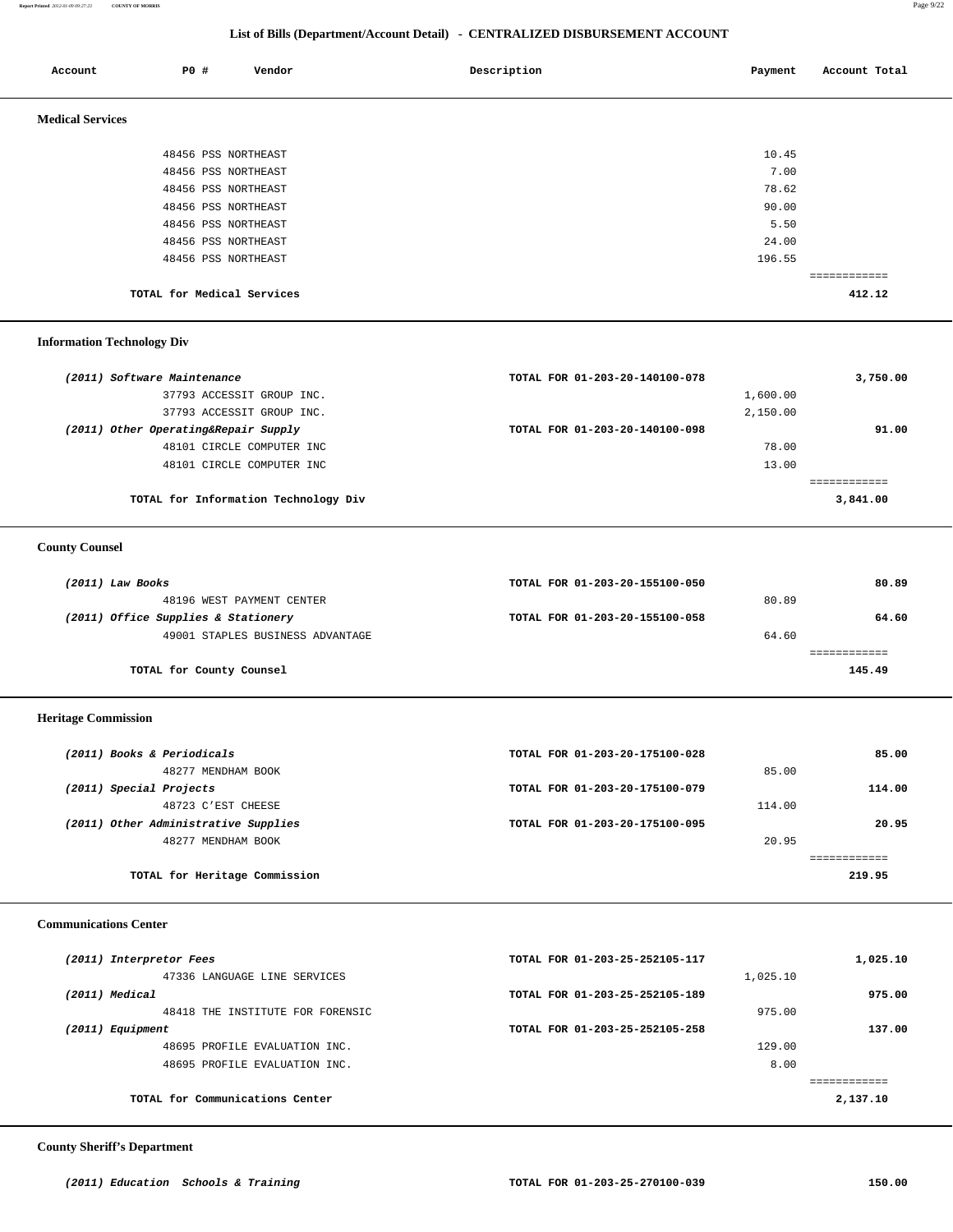## List of Bills (Department/Account Detail) - CENTRALIZED DISBURSEMENT ACCOUNT

| Account | PO # | Vendor | Description | Payment | Account Total |
|---|---|---|---|---|---|

### Medical Services

| Account | PO # | Vendor | Description | Payment | Account Total |
|---|---|---|---|---|---|
| | 48456 | PSS NORTHEAST | | 10.45 | |
| | 48456 | PSS NORTHEAST | | 7.00 | |
| | 48456 | PSS NORTHEAST | | 78.62 | |
| | 48456 | PSS NORTHEAST | | 90.00 | |
| | 48456 | PSS NORTHEAST | | 5.50 | |
| | 48456 | PSS NORTHEAST | | 24.00 | |
| | 48456 | PSS NORTHEAST | | 196.55 | |
| | | **TOTAL for Medical Services** | | | **412.12** |

### Information Technology Div

| Account | PO # | Vendor | Description | Payment | Account Total |
|---|---|---|---|---|---|
| *(2011) Software Maintenance* | | | **TOTAL FOR 01-203-20-140100-078** | | **3,750.00** |
| | 37793 | ACCESSIT GROUP INC. | | 1,600.00 | |
| | 37793 | ACCESSIT GROUP INC. | | 2,150.00 | |
| *(2011) Other Operating&Repair Supply* | | | **TOTAL FOR 01-203-20-140100-098** | | **91.00** |
| | 48101 | CIRCLE COMPUTER INC | | 78.00 | |
| | 48101 | CIRCLE COMPUTER INC | | 13.00 | |
| | | **TOTAL for Information Technology Div** | | | **3,841.00** |

### County Counsel

| Account | PO # | Vendor | Description | Payment | Account Total |
|---|---|---|---|---|---|
| *(2011) Law Books* | | | **TOTAL FOR 01-203-20-155100-050** | | **80.89** |
| | 48196 | WEST PAYMENT CENTER | | 80.89 | |
| *(2011) Office Supplies & Stationery* | | | **TOTAL FOR 01-203-20-155100-058** | | **64.60** |
| | 49001 | STAPLES BUSINESS ADVANTAGE | | 64.60 | |
| | | **TOTAL for County Counsel** | | | **145.49** |

### Heritage Commission

| Account | PO # | Vendor | Description | Payment | Account Total |
|---|---|---|---|---|---|
| *(2011) Books & Periodicals* | | | **TOTAL FOR 01-203-20-175100-028** | | **85.00** |
| | 48277 | MENDHAM BOOK | | 85.00 | |
| *(2011) Special Projects* | | | **TOTAL FOR 01-203-20-175100-079** | | **114.00** |
| | 48723 | C'EST CHEESE | | 114.00 | |
| *(2011) Other Administrative Supplies* | | | **TOTAL FOR 01-203-20-175100-095** | | **20.95** |
| | 48277 | MENDHAM BOOK | | 20.95 | |
| | | **TOTAL for Heritage Commission** | | | **219.95** |

### Communications Center

| Account | PO # | Vendor | Description | Payment | Account Total |
|---|---|---|---|---|---|
| *(2011) Interpretor Fees* | | | **TOTAL FOR 01-203-25-252105-117** | | **1,025.10** |
| | 47336 | LANGUAGE LINE SERVICES | | 1,025.10 | |
| *(2011) Medical* | | | **TOTAL FOR 01-203-25-252105-189** | | **975.00** |
| | 48418 | THE INSTITUTE FOR FORENSIC | | 975.00 | |
| *(2011) Equipment* | | | **TOTAL FOR 01-203-25-252105-258** | | **137.00** |
| | 48695 | PROFILE EVALUATION INC. | | 129.00 | |
| | 48695 | PROFILE EVALUATION INC. | | 8.00 | |
| | | **TOTAL for Communications Center** | | | **2,137.10** |

### County Sheriff's Department

| Account | PO # | Vendor | Description | Payment | Account Total |
|---|---|---|---|---|---|
| *(2011) Education Schools & Training* | | | **TOTAL FOR 01-203-25-270100-039** | | **150.00** |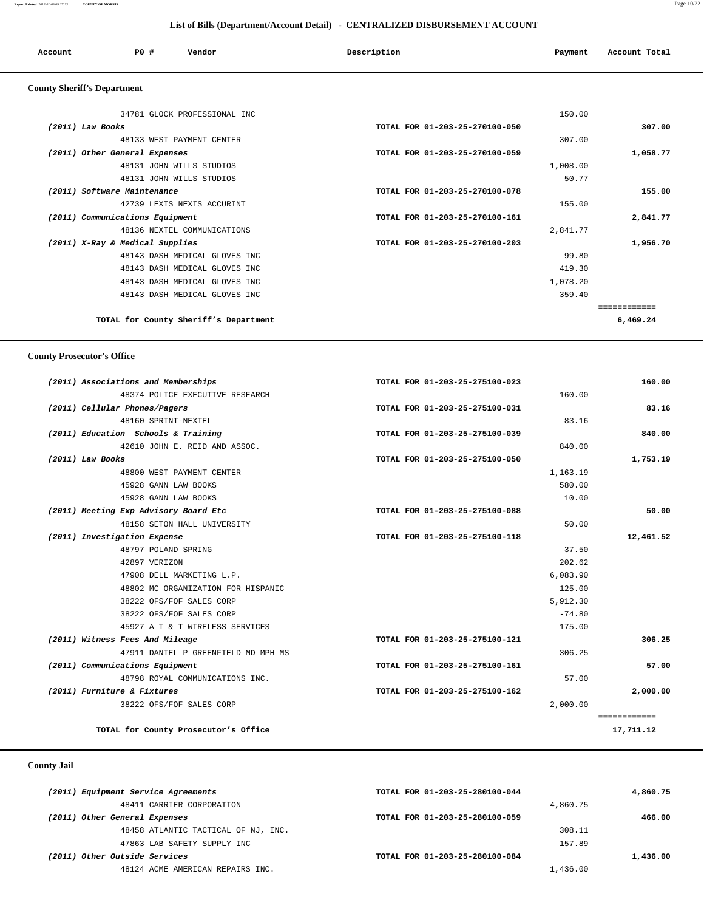## List of Bills (Department/Account Detail) - CENTRALIZED DISBURSEMENT ACCOUNT

| Account | PO # | Vendor | Description | Payment | Account Total |
|---|---|---|---|---|---|

### County Sheriff's Department

| Account | PO # | Vendor | Description | Payment | Account Total |
|---|---|---|---|---|---|
| | 34781 | GLOCK PROFESSIONAL INC | | 150.00 | |
| *(2011) Law Books* | | | TOTAL FOR 01-203-25-270100-050 | | **307.00** |
| | 48133 | WEST PAYMENT CENTER | | 307.00 | |
| *(2011) Other General Expenses* | | | TOTAL FOR 01-203-25-270100-059 | | **1,058.77** |
| | 48131 | JOHN WILLS STUDIOS | | 1,008.00 | |
| | 48131 | JOHN WILLS STUDIOS | | 50.77 | |
| *(2011) Software Maintenance* | | | TOTAL FOR 01-203-25-270100-078 | | **155.00** |
| | 42739 | LEXIS NEXIS ACCURINT | | 155.00 | |
| *(2011) Communications Equipment* | | | TOTAL FOR 01-203-25-270100-161 | | **2,841.77** |
| | 48136 | NEXTEL COMMUNICATIONS | | 2,841.77 | |
| *(2011) X-Ray & Medical Supplies* | | | TOTAL FOR 01-203-25-270100-203 | | **1,956.70** |
| | 48143 | DASH MEDICAL GLOVES INC | | 99.80 | |
| | 48143 | DASH MEDICAL GLOVES INC | | 419.30 | |
| | 48143 | DASH MEDICAL GLOVES INC | | 1,078.20 | |
| | 48143 | DASH MEDICAL GLOVES INC | | 359.40 | |
| | | **TOTAL for County Sheriff's Department** | | | **6,469.24** |

### County Prosecutor's Office

| Account | PO # | Vendor | Description | Payment | Account Total |
|---|---|---|---|---|---|
| *(2011) Associations and Memberships* | | | TOTAL FOR 01-203-25-275100-023 | | **160.00** |
| | 48374 | POLICE EXECUTIVE RESEARCH | | 160.00 | |
| *(2011) Cellular Phones/Pagers* | | | TOTAL FOR 01-203-25-275100-031 | | **83.16** |
| | 48160 | SPRINT-NEXTEL | | 83.16 | |
| *(2011) Education Schools & Training* | | | TOTAL FOR 01-203-25-275100-039 | | **840.00** |
| | 42610 | JOHN E. REID AND ASSOC. | | 840.00 | |
| *(2011) Law Books* | | | TOTAL FOR 01-203-25-275100-050 | | **1,753.19** |
| | 48800 | WEST PAYMENT CENTER | | 1,163.19 | |
| | 45928 | GANN LAW BOOKS | | 580.00 | |
| | 45928 | GANN LAW BOOKS | | 10.00 | |
| *(2011) Meeting Exp Advisory Board Etc* | | | TOTAL FOR 01-203-25-275100-088 | | **50.00** |
| | 48158 | SETON HALL UNIVERSITY | | 50.00 | |
| *(2011) Investigation Expense* | | | TOTAL FOR 01-203-25-275100-118 | | **12,461.52** |
| | 48797 | POLAND SPRING | | 37.50 | |
| | 42897 | VERIZON | | 202.62 | |
| | 47908 | DELL MARKETING L.P. | | 6,083.90 | |
| | 48802 | MC ORGANIZATION FOR HISPANIC | | 125.00 | |
| | 38222 | OFS/FOF SALES CORP | | 5,912.30 | |
| | 38222 | OFS/FOF SALES CORP | | -74.80 | |
| | 45927 | A T & T WIRELESS SERVICES | | 175.00 | |
| *(2011) Witness Fees And Mileage* | | | TOTAL FOR 01-203-25-275100-121 | | **306.25** |
| | 47911 | DANIEL P GREENFIELD MD MPH MS | | 306.25 | |
| *(2011) Communications Equipment* | | | TOTAL FOR 01-203-25-275100-161 | | **57.00** |
| | 48798 | ROYAL COMMUNICATIONS INC. | | 57.00 | |
| *(2011) Furniture & Fixtures* | | | TOTAL FOR 01-203-25-275100-162 | | **2,000.00** |
| | 38222 | OFS/FOF SALES CORP | | 2,000.00 | |
| | | **TOTAL for County Prosecutor's Office** | | | **17,711.12** |

### County Jail

| Account | PO # | Vendor | Description | Payment | Account Total |
|---|---|---|---|---|---|
| *(2011) Equipment Service Agreements* | | | TOTAL FOR 01-203-25-280100-044 | | **4,860.75** |
| | 48411 | CARRIER CORPORATION | | 4,860.75 | |
| *(2011) Other General Expenses* | | | TOTAL FOR 01-203-25-280100-059 | | **466.00** |
| | 48458 | ATLANTIC TACTICAL OF NJ, INC. | | 308.11 | |
| | 47863 | LAB SAFETY SUPPLY INC | | 157.89 | |
| *(2011) Other Outside Services* | | | TOTAL FOR 01-203-25-280100-084 | | **1,436.00** |
| | 48124 | ACME AMERICAN REPAIRS INC. | | 1,436.00 | |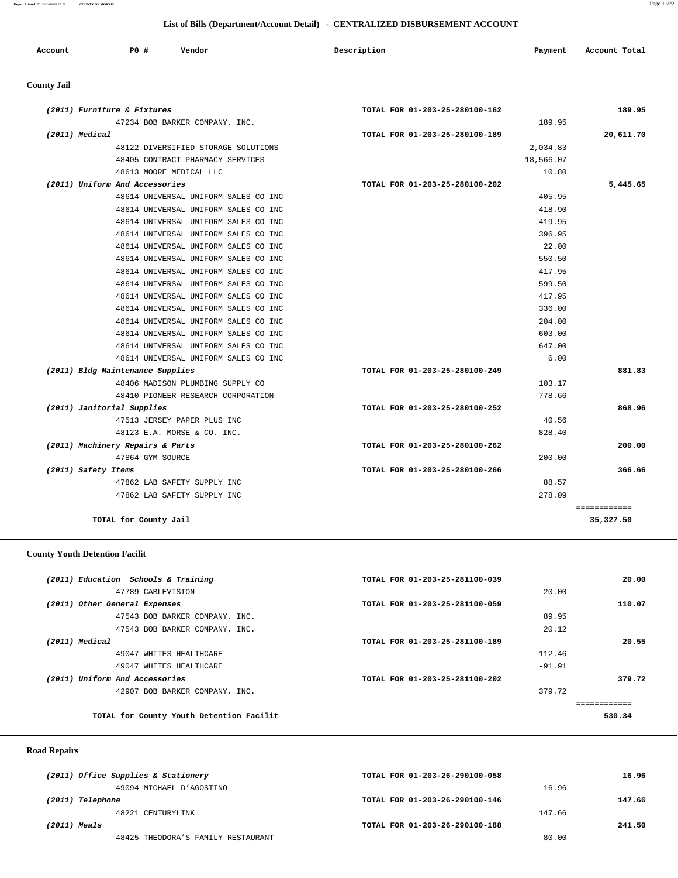## List of Bills (Department/Account Detail) - CENTRALIZED DISBURSEMENT ACCOUNT

| Account | PO # | Vendor | Description | Payment | Account Total |
|---|---|---|---|---|---|

### County Jail

| Account | PO # | Vendor | Description | Payment | Account Total |
|---|---|---|---|---|---|
| *(2011) Furniture & Fixtures* | | | TOTAL FOR 01-203-25-280100-162 | | 189.95 |
| | 47234 | BOB BARKER COMPANY, INC. | | 189.95 | |
| *(2011) Medical* | | | TOTAL FOR 01-203-25-280100-189 | | 20,611.70 |
| | 48122 | DIVERSIFIED STORAGE SOLUTIONS | | 2,034.83 | |
| | 48405 | CONTRACT PHARMACY SERVICES | | 18,566.07 | |
| | 48613 | MOORE MEDICAL LLC | | 10.80 | |
| *(2011) Uniform And Accessories* | | | TOTAL FOR 01-203-25-280100-202 | | 5,445.65 |
| | 48614 | UNIVERSAL UNIFORM SALES CO INC | | 405.95 | |
| | 48614 | UNIVERSAL UNIFORM SALES CO INC | | 418.90 | |
| | 48614 | UNIVERSAL UNIFORM SALES CO INC | | 419.95 | |
| | 48614 | UNIVERSAL UNIFORM SALES CO INC | | 396.95 | |
| | 48614 | UNIVERSAL UNIFORM SALES CO INC | | 22.00 | |
| | 48614 | UNIVERSAL UNIFORM SALES CO INC | | 550.50 | |
| | 48614 | UNIVERSAL UNIFORM SALES CO INC | | 417.95 | |
| | 48614 | UNIVERSAL UNIFORM SALES CO INC | | 599.50 | |
| | 48614 | UNIVERSAL UNIFORM SALES CO INC | | 417.95 | |
| | 48614 | UNIVERSAL UNIFORM SALES CO INC | | 336.00 | |
| | 48614 | UNIVERSAL UNIFORM SALES CO INC | | 204.00 | |
| | 48614 | UNIVERSAL UNIFORM SALES CO INC | | 603.00 | |
| | 48614 | UNIVERSAL UNIFORM SALES CO INC | | 647.00 | |
| | 48614 | UNIVERSAL UNIFORM SALES CO INC | | 6.00 | |
| *(2011) Bldg Maintenance Supplies* | | | TOTAL FOR 01-203-25-280100-249 | | 881.83 |
| | 48406 | MADISON PLUMBING SUPPLY CO | | 103.17 | |
| | 48410 | PIONEER RESEARCH CORPORATION | | 778.66 | |
| *(2011) Janitorial Supplies* | | | TOTAL FOR 01-203-25-280100-252 | | 868.96 |
| | 47513 | JERSEY PAPER PLUS INC | | 40.56 | |
| | 48123 | E.A. MORSE & CO. INC. | | 828.40 | |
| *(2011) Machinery Repairs & Parts* | | | TOTAL FOR 01-203-25-280100-262 | | 200.00 |
| | 47864 | GYM SOURCE | | 200.00 | |
| *(2011) Safety Items* | | | TOTAL FOR 01-203-25-280100-266 | | 366.66 |
| | 47862 | LAB SAFETY SUPPLY INC | | 88.57 | |
| | 47862 | LAB SAFETY SUPPLY INC | | 278.09 | |
| | | **TOTAL for County Jail** | | | **35,327.50** |

### County Youth Detention Facilit

| Account | PO # | Vendor | Description | Payment | Account Total |
|---|---|---|---|---|---|
| *(2011) Education Schools & Training* | | | TOTAL FOR 01-203-25-281100-039 | | 20.00 |
| | 47789 | CABLEVISION | | 20.00 | |
| *(2011) Other General Expenses* | | | TOTAL FOR 01-203-25-281100-059 | | 110.07 |
| | 47543 | BOB BARKER COMPANY, INC. | | 89.95 | |
| | 47543 | BOB BARKER COMPANY, INC. | | 20.12 | |
| *(2011) Medical* | | | TOTAL FOR 01-203-25-281100-189 | | 20.55 |
| | 49047 | WHITES HEALTHCARE | | 112.46 | |
| | 49047 | WHITES HEALTHCARE | | -91.91 | |
| *(2011) Uniform And Accessories* | | | TOTAL FOR 01-203-25-281100-202 | | 379.72 |
| | 42907 | BOB BARKER COMPANY, INC. | | 379.72 | |
| | | **TOTAL for County Youth Detention Facilit** | | | **530.34** |

### Road Repairs

| Account | PO # | Vendor | Description | Payment | Account Total |
|---|---|---|---|---|---|
| *(2011) Office Supplies & Stationery* | | | TOTAL FOR 01-203-26-290100-058 | | 16.96 |
| | 49094 | MICHAEL D'AGOSTINO | | 16.96 | |
| *(2011) Telephone* | | | TOTAL FOR 01-203-26-290100-146 | | 147.66 |
| | 48221 | CENTURYLINK | | 147.66 | |
| *(2011) Meals* | | | TOTAL FOR 01-203-26-290100-188 | | 241.50 |
| | 48425 | THEODORA'S FAMILY RESTAURANT | | 80.00 | |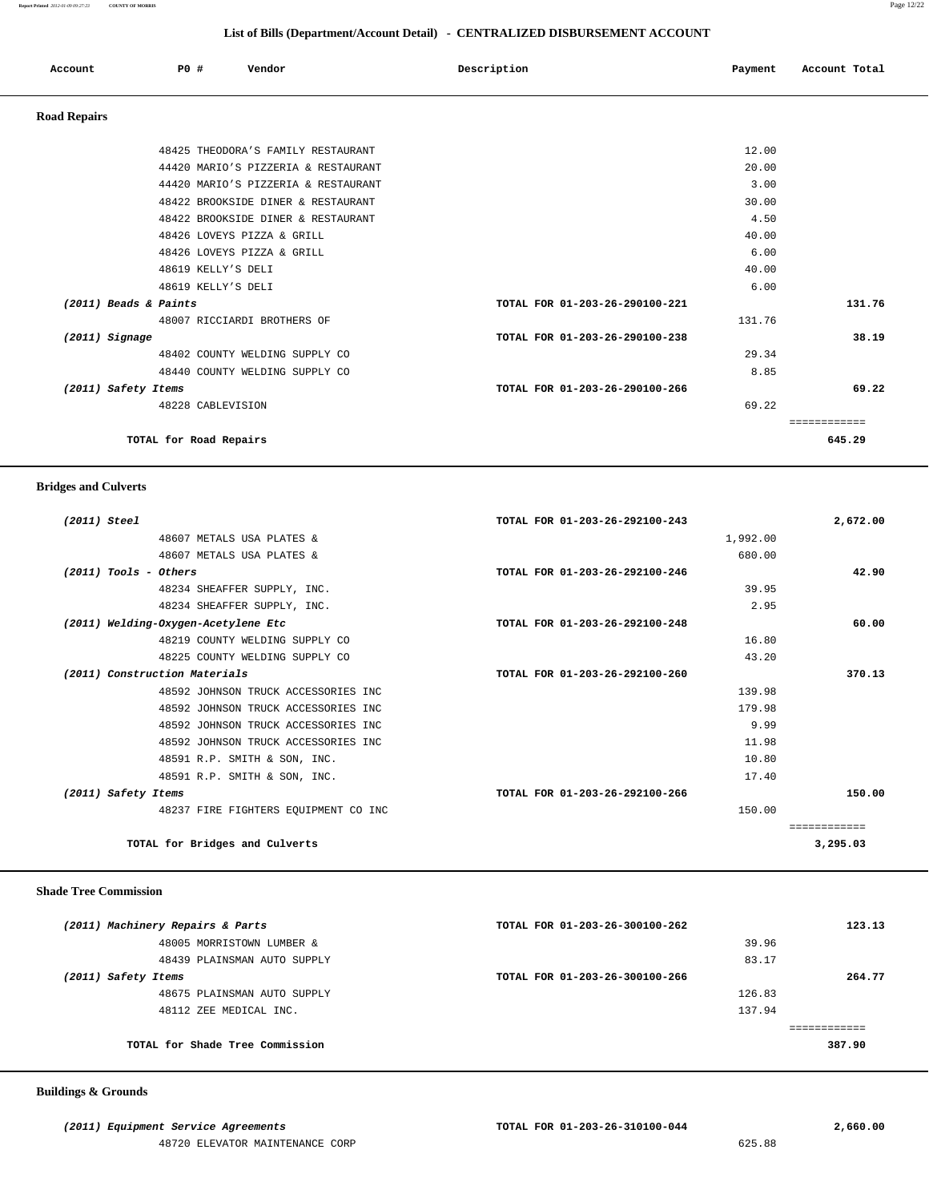## List of Bills (Department/Account Detail) - CENTRALIZED DISBURSEMENT ACCOUNT

| Account | PO # | Vendor | Description | Payment | Account Total |
|---|---|---|---|---|---|

### Road Repairs

| Account | PO # | Vendor | Description | Payment | Account Total |
|---|---|---|---|---|---|
| | 48425 | THEODORA'S FAMILY RESTAURANT | | 12.00 | |
| | 44420 | MARIO'S PIZZERIA & RESTAURANT | | 20.00 | |
| | 44420 | MARIO'S PIZZERIA & RESTAURANT | | 3.00 | |
| | 48422 | BROOKSIDE DINER & RESTAURANT | | 30.00 | |
| | 48422 | BROOKSIDE DINER & RESTAURANT | | 4.50 | |
| | 48426 | LOVEYS PIZZA & GRILL | | 40.00 | |
| | 48426 | LOVEYS PIZZA & GRILL | | 6.00 | |
| | 48619 | KELLY'S DELI | | 40.00 | |
| | 48619 | KELLY'S DELI | | 6.00 | |
| *(2011) Beads & Paints* | | | TOTAL FOR 01-203-26-290100-221 | | 131.76 |
| | 48007 | RICCIARDI BROTHERS OF | | 131.76 | |
| *(2011) Signage* | | | TOTAL FOR 01-203-26-290100-238 | | 38.19 |
| | 48402 | COUNTY WELDING SUPPLY CO | | 29.34 | |
| | 48440 | COUNTY WELDING SUPPLY CO | | 8.85 | |
| *(2011) Safety Items* | | | TOTAL FOR 01-203-26-290100-266 | | 69.22 |
| | 48228 | CABLEVISION | | 69.22 | |
| | | | | | ============ |
| **TOTAL for Road Repairs** | | | | | **645.29** |

### Bridges and Culverts

| Account | PO # | Vendor | Description | Payment | Account Total |
|---|---|---|---|---|---|
| *(2011) Steel* | | | TOTAL FOR 01-203-26-292100-243 | | 2,672.00 |
| | 48607 | METALS USA PLATES & | | 1,992.00 | |
| | 48607 | METALS USA PLATES & | | 680.00 | |
| *(2011) Tools - Others* | | | TOTAL FOR 01-203-26-292100-246 | | 42.90 |
| | 48234 | SHEAFFER SUPPLY, INC. | | 39.95 | |
| | 48234 | SHEAFFER SUPPLY, INC. | | 2.95 | |
| *(2011) Welding-Oxygen-Acetylene Etc* | | | TOTAL FOR 01-203-26-292100-248 | | 60.00 |
| | 48219 | COUNTY WELDING SUPPLY CO | | 16.80 | |
| | 48225 | COUNTY WELDING SUPPLY CO | | 43.20 | |
| *(2011) Construction Materials* | | | TOTAL FOR 01-203-26-292100-260 | | 370.13 |
| | 48592 | JOHNSON TRUCK ACCESSORIES INC | | 139.98 | |
| | 48592 | JOHNSON TRUCK ACCESSORIES INC | | 179.98 | |
| | 48592 | JOHNSON TRUCK ACCESSORIES INC | | 9.99 | |
| | 48592 | JOHNSON TRUCK ACCESSORIES INC | | 11.98 | |
| | 48591 | R.P. SMITH & SON, INC. | | 10.80 | |
| | 48591 | R.P. SMITH & SON, INC. | | 17.40 | |
| *(2011) Safety Items* | | | TOTAL FOR 01-203-26-292100-266 | | 150.00 |
| | 48237 | FIRE FIGHTERS EQUIPMENT CO INC | | 150.00 | |
| | | | | | ============ |
| **TOTAL for Bridges and Culverts** | | | | | **3,295.03** |

### Shade Tree Commission

| Account | PO # | Vendor | Description | Payment | Account Total |
|---|---|---|---|---|---|
| *(2011) Machinery Repairs & Parts* | | | TOTAL FOR 01-203-26-300100-262 | | 123.13 |
| | 48005 | MORRISTOWN LUMBER & | | 39.96 | |
| | 48439 | PLAINSMAN AUTO SUPPLY | | 83.17 | |
| *(2011) Safety Items* | | | TOTAL FOR 01-203-26-300100-266 | | 264.77 |
| | 48675 | PLAINSMAN AUTO SUPPLY | | 126.83 | |
| | 48112 | ZEE MEDICAL INC. | | 137.94 | |
| | | | | | ============ |
| **TOTAL for Shade Tree Commission** | | | | | **387.90** |

### Buildings & Grounds

| Account | PO # | Vendor | Description | Payment | Account Total |
|---|---|---|---|---|---|
| *(2011) Equipment Service Agreements* | | | TOTAL FOR 01-203-26-310100-044 | | 2,660.00 |
| | 48720 | ELEVATOR MAINTENANCE CORP | | 625.88 | |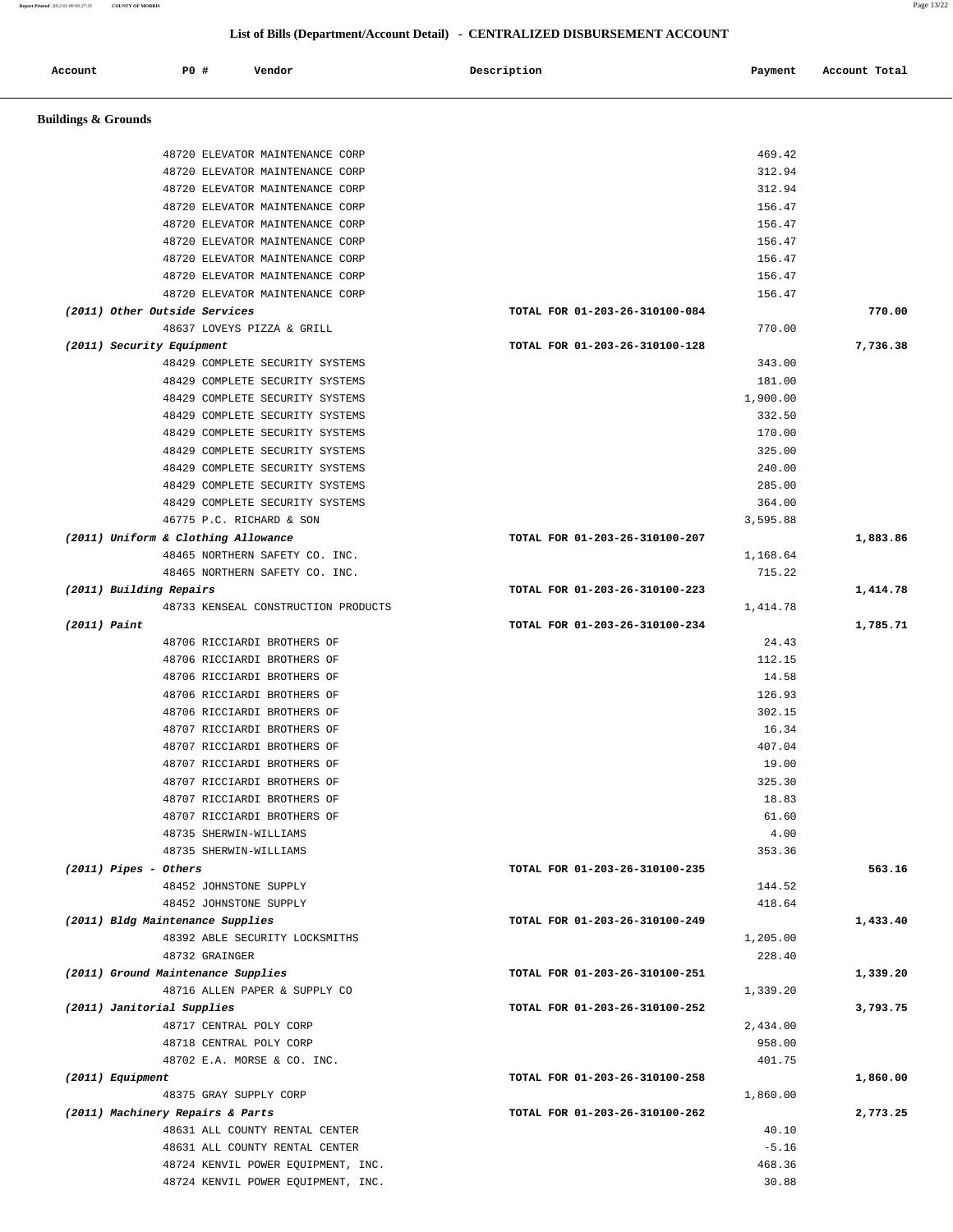## List of Bills (Department/Account Detail) - CENTRALIZED DISBURSEMENT ACCOUNT

| Account | PO # | Vendor | Description | Payment | Account Total |
|---|---|---|---|---|---|

### Buildings & Grounds

| Account | PO # | Vendor | Description | Payment | Account Total |
|---|---|---|---|---|---|
| | 48720 | ELEVATOR MAINTENANCE CORP | | 469.42 | |
| | 48720 | ELEVATOR MAINTENANCE CORP | | 312.94 | |
| | 48720 | ELEVATOR MAINTENANCE CORP | | 312.94 | |
| | 48720 | ELEVATOR MAINTENANCE CORP | | 156.47 | |
| | 48720 | ELEVATOR MAINTENANCE CORP | | 156.47 | |
| | 48720 | ELEVATOR MAINTENANCE CORP | | 156.47 | |
| | 48720 | ELEVATOR MAINTENANCE CORP | | 156.47 | |
| | 48720 | ELEVATOR MAINTENANCE CORP | | 156.47 | |
| | 48720 | ELEVATOR MAINTENANCE CORP | | 156.47 | |
| *(2011) Other Outside Services* | | | TOTAL FOR 01-203-26-310100-084 | | 770.00 |
| | 48637 | LOVEYS PIZZA & GRILL | | 770.00 | |
| *(2011) Security Equipment* | | | TOTAL FOR 01-203-26-310100-128 | | 7,736.38 |
| | 48429 | COMPLETE SECURITY SYSTEMS | | 343.00 | |
| | 48429 | COMPLETE SECURITY SYSTEMS | | 181.00 | |
| | 48429 | COMPLETE SECURITY SYSTEMS | | 1,900.00 | |
| | 48429 | COMPLETE SECURITY SYSTEMS | | 332.50 | |
| | 48429 | COMPLETE SECURITY SYSTEMS | | 170.00 | |
| | 48429 | COMPLETE SECURITY SYSTEMS | | 325.00 | |
| | 48429 | COMPLETE SECURITY SYSTEMS | | 240.00 | |
| | 48429 | COMPLETE SECURITY SYSTEMS | | 285.00 | |
| | 48429 | COMPLETE SECURITY SYSTEMS | | 364.00 | |
| | 46775 | P.C. RICHARD & SON | | 3,595.88 | |
| *(2011) Uniform & Clothing Allowance* | | | TOTAL FOR 01-203-26-310100-207 | | 1,883.86 |
| | 48465 | NORTHERN SAFETY CO. INC. | | 1,168.64 | |
| | 48465 | NORTHERN SAFETY CO. INC. | | 715.22 | |
| *(2011) Building Repairs* | | | TOTAL FOR 01-203-26-310100-223 | | 1,414.78 |
| | 48733 | KENSEAL CONSTRUCTION PRODUCTS | | 1,414.78 | |
| *(2011) Paint* | | | TOTAL FOR 01-203-26-310100-234 | | 1,785.71 |
| | 48706 | RICCIARDI BROTHERS OF | | 24.43 | |
| | 48706 | RICCIARDI BROTHERS OF | | 112.15 | |
| | 48706 | RICCIARDI BROTHERS OF | | 14.58 | |
| | 48706 | RICCIARDI BROTHERS OF | | 126.93 | |
| | 48706 | RICCIARDI BROTHERS OF | | 302.15 | |
| | 48707 | RICCIARDI BROTHERS OF | | 16.34 | |
| | 48707 | RICCIARDI BROTHERS OF | | 407.04 | |
| | 48707 | RICCIARDI BROTHERS OF | | 19.00 | |
| | 48707 | RICCIARDI BROTHERS OF | | 325.30 | |
| | 48707 | RICCIARDI BROTHERS OF | | 18.83 | |
| | 48707 | RICCIARDI BROTHERS OF | | 61.60 | |
| | 48735 | SHERWIN-WILLIAMS | | 4.00 | |
| | 48735 | SHERWIN-WILLIAMS | | 353.36 | |
| *(2011) Pipes - Others* | | | TOTAL FOR 01-203-26-310100-235 | | 563.16 |
| | 48452 | JOHNSTONE SUPPLY | | 144.52 | |
| | 48452 | JOHNSTONE SUPPLY | | 418.64 | |
| *(2011) Bldg Maintenance Supplies* | | | TOTAL FOR 01-203-26-310100-249 | | 1,433.40 |
| | 48392 | ABLE SECURITY LOCKSMITHS | | 1,205.00 | |
| | 48732 | GRAINGER | | 228.40 | |
| *(2011) Ground Maintenance Supplies* | | | TOTAL FOR 01-203-26-310100-251 | | 1,339.20 |
| | 48716 | ALLEN PAPER & SUPPLY CO | | 1,339.20 | |
| *(2011) Janitorial Supplies* | | | TOTAL FOR 01-203-26-310100-252 | | 3,793.75 |
| | 48717 | CENTRAL POLY CORP | | 2,434.00 | |
| | 48718 | CENTRAL POLY CORP | | 958.00 | |
| | 48702 | E.A. MORSE & CO. INC. | | 401.75 | |
| *(2011) Equipment* | | | TOTAL FOR 01-203-26-310100-258 | | 1,860.00 |
| | 48375 | GRAY SUPPLY CORP | | 1,860.00 | |
| *(2011) Machinery Repairs & Parts* | | | TOTAL FOR 01-203-26-310100-262 | | 2,773.25 |
| | 48631 | ALL COUNTY RENTAL CENTER | | 40.10 | |
| | 48631 | ALL COUNTY RENTAL CENTER | | -5.16 | |
| | 48724 | KENVIL POWER EQUIPMENT, INC. | | 468.36 | |
| | 48724 | KENVIL POWER EQUIPMENT, INC. | | 30.88 | |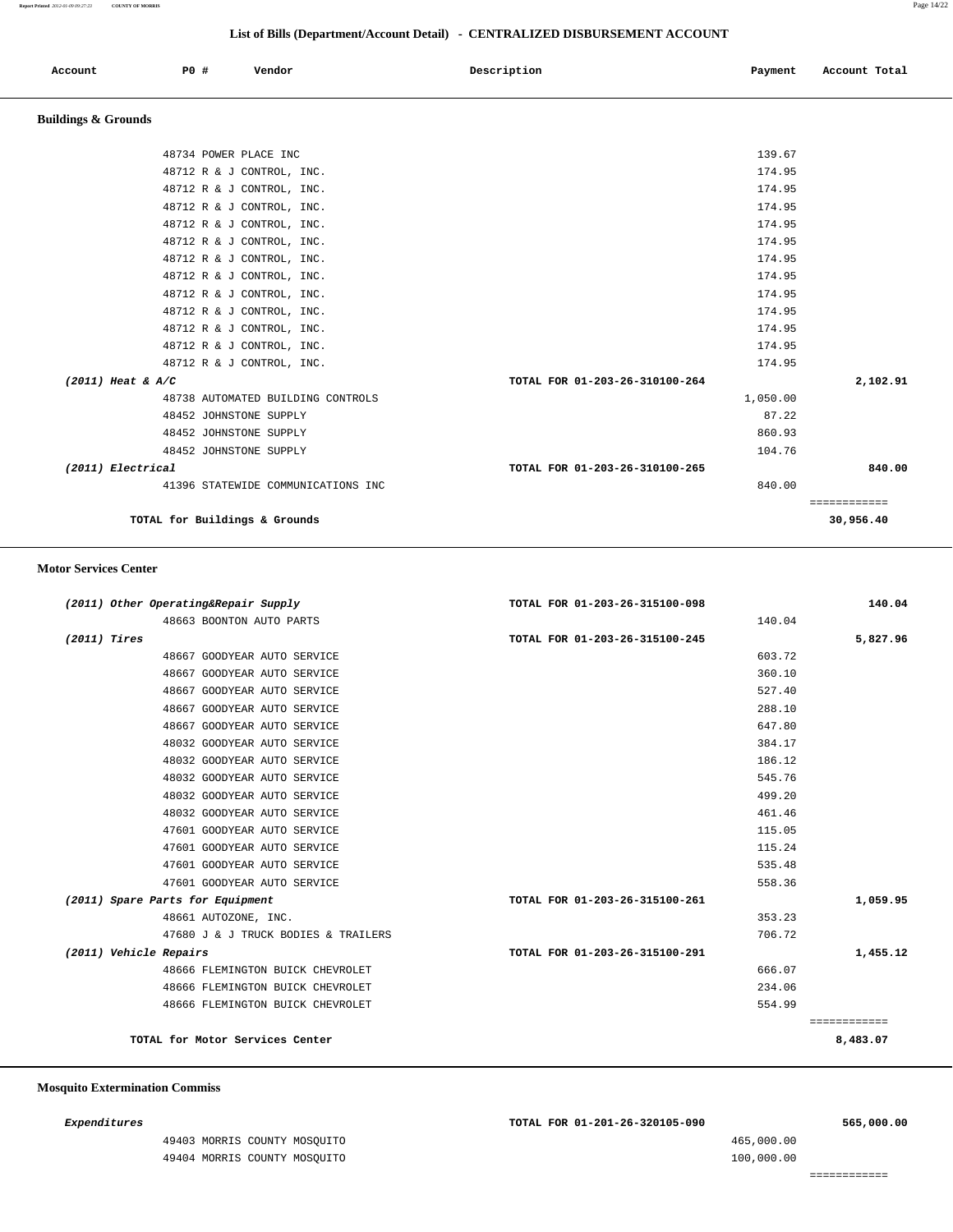## List of Bills (Department/Account Detail) - CENTRALIZED DISBURSEMENT ACCOUNT

| Account | PO # | Vendor | Description | Payment | Account Total |
|---|---|---|---|---|---|

### Buildings & Grounds

| Account | PO # | Vendor | Description | Payment | Account Total |
|---|---|---|---|---|---|
| | 48734 | POWER PLACE INC | | 139.67 | |
| | 48712 | R & J CONTROL, INC. | | 174.95 | |
| | 48712 | R & J CONTROL, INC. | | 174.95 | |
| | 48712 | R & J CONTROL, INC. | | 174.95 | |
| | 48712 | R & J CONTROL, INC. | | 174.95 | |
| | 48712 | R & J CONTROL, INC. | | 174.95 | |
| | 48712 | R & J CONTROL, INC. | | 174.95 | |
| | 48712 | R & J CONTROL, INC. | | 174.95 | |
| | 48712 | R & J CONTROL, INC. | | 174.95 | |
| | 48712 | R & J CONTROL, INC. | | 174.95 | |
| | 48712 | R & J CONTROL, INC. | | 174.95 | |
| | 48712 | R & J CONTROL, INC. | | 174.95 | |
| | 48712 | R & J CONTROL, INC. | | 174.95 | |
| *(2011) Heat & A/C* | | | TOTAL FOR 01-203-26-310100-264 | | 2,102.91 |
| | 48738 | AUTOMATED BUILDING CONTROLS | | 1,050.00 | |
| | 48452 | JOHNSTONE SUPPLY | | 87.22 | |
| | 48452 | JOHNSTONE SUPPLY | | 860.93 | |
| | 48452 | JOHNSTONE SUPPLY | | 104.76 | |
| *(2011) Electrical* | | | TOTAL FOR 01-203-26-310100-265 | | 840.00 |
| | 41396 | STATEWIDE COMMUNICATIONS INC | | 840.00 | |
| | | **TOTAL for Buildings & Grounds** | | | **30,956.40** |

### Motor Services Center

| Account | PO # | Vendor | Description | Payment | Account Total |
|---|---|---|---|---|---|
| *(2011) Other Operating&Repair Supply* | | | TOTAL FOR 01-203-26-315100-098 | | 140.04 |
| | 48663 | BOONTON AUTO PARTS | | 140.04 | |
| *(2011) Tires* | | | TOTAL FOR 01-203-26-315100-245 | | 5,827.96 |
| | 48667 | GOODYEAR AUTO SERVICE | | 603.72 | |
| | 48667 | GOODYEAR AUTO SERVICE | | 360.10 | |
| | 48667 | GOODYEAR AUTO SERVICE | | 527.40 | |
| | 48667 | GOODYEAR AUTO SERVICE | | 288.10 | |
| | 48667 | GOODYEAR AUTO SERVICE | | 647.80 | |
| | 48032 | GOODYEAR AUTO SERVICE | | 384.17 | |
| | 48032 | GOODYEAR AUTO SERVICE | | 186.12 | |
| | 48032 | GOODYEAR AUTO SERVICE | | 545.76 | |
| | 48032 | GOODYEAR AUTO SERVICE | | 499.20 | |
| | 48032 | GOODYEAR AUTO SERVICE | | 461.46 | |
| | 47601 | GOODYEAR AUTO SERVICE | | 115.05 | |
| | 47601 | GOODYEAR AUTO SERVICE | | 115.24 | |
| | 47601 | GOODYEAR AUTO SERVICE | | 535.48 | |
| | 47601 | GOODYEAR AUTO SERVICE | | 558.36 | |
| *(2011) Spare Parts for Equipment* | | | TOTAL FOR 01-203-26-315100-261 | | 1,059.95 |
| | 48661 | AUTOZONE, INC. | | 353.23 | |
| | 47680 | J & J TRUCK BODIES & TRAILERS | | 706.72 | |
| *(2011) Vehicle Repairs* | | | TOTAL FOR 01-203-26-315100-291 | | 1,455.12 |
| | 48666 | FLEMINGTON BUICK CHEVROLET | | 666.07 | |
| | 48666 | FLEMINGTON BUICK CHEVROLET | | 234.06 | |
| | 48666 | FLEMINGTON BUICK CHEVROLET | | 554.99 | |
| | | **TOTAL for Motor Services Center** | | | **8,483.07** |

### Mosquito Extermination Commiss

| Account | PO # | Vendor | Description | Payment | Account Total |
|---|---|---|---|---|---|
| *Expenditures* | | | TOTAL FOR 01-201-26-320105-090 | | 565,000.00 |
| | 49403 | MORRIS COUNTY MOSQUITO | | 465,000.00 | |
| | 49404 | MORRIS COUNTY MOSQUITO | | 100,000.00 | |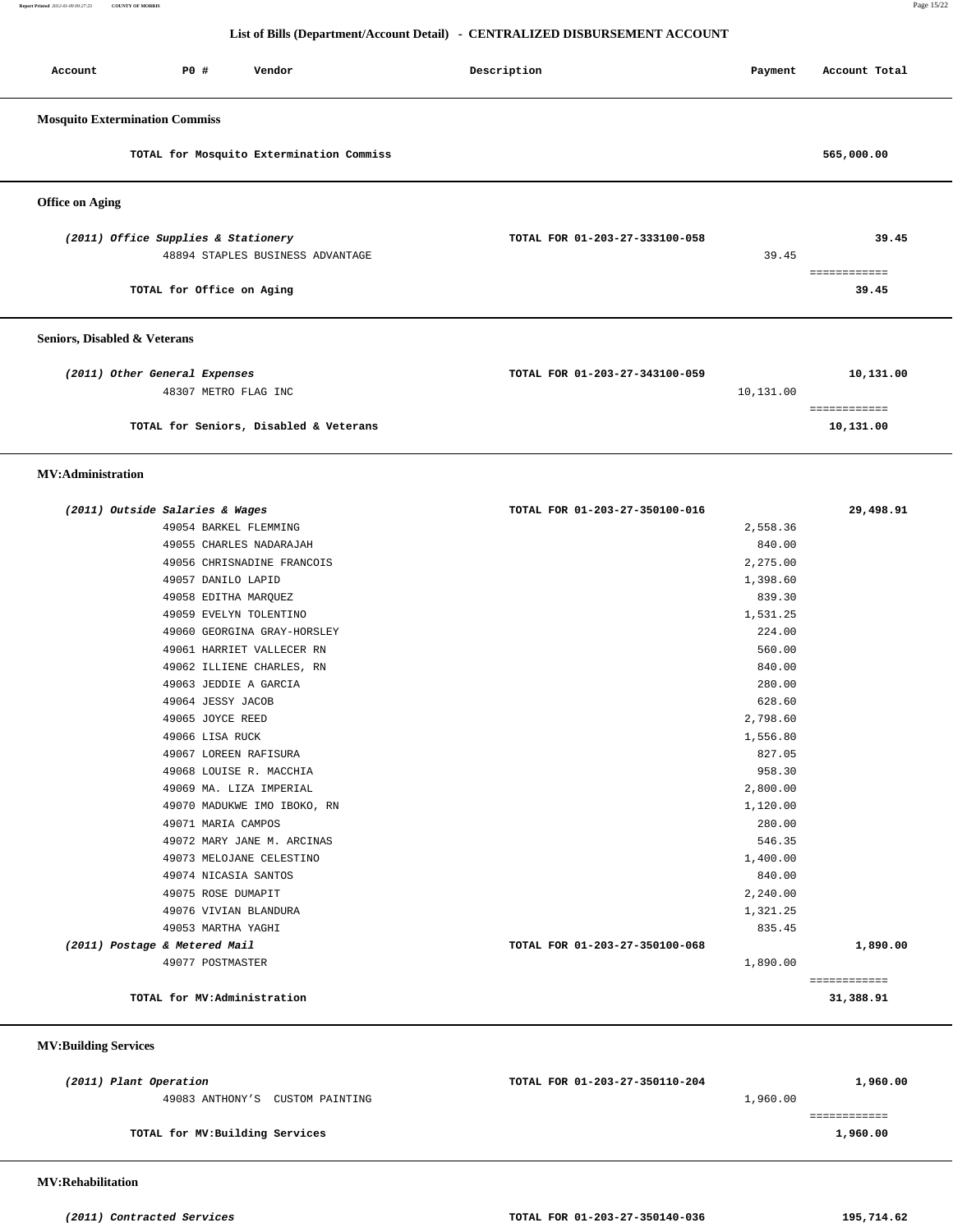## List of Bills (Department/Account Detail) - CENTRALIZED DISBURSEMENT ACCOUNT

| Account | PO # | Vendor | Description | Payment | Account Total |
|---|---|---|---|---|---|

### Mosquito Extermination Commiss

| | | | |
|---|---|---|---|
| **TOTAL for Mosquito Extermination Commiss** | | | 565,000.00 |

### Office on Aging

| | | | |
|---|---|---|---|
| *(2011) Office Supplies & Stationery* | TOTAL FOR 01-203-27-333100-058 | | 39.45 |
| 48894 STAPLES BUSINESS ADVANTAGE | | 39.45 | |
| **TOTAL for Office on Aging** | | | 39.45 |

### Seniors, Disabled & Veterans

| | | | |
|---|---|---|---|
| *(2011) Other General Expenses* | TOTAL FOR 01-203-27-343100-059 | | 10,131.00 |
| 48307 METRO FLAG INC | | 10,131.00 | |
| **TOTAL for Seniors, Disabled & Veterans** | | | 10,131.00 |

### MV:Administration

| | | | |
|---|---|---|---|
| *(2011) Outside Salaries & Wages* | TOTAL FOR 01-203-27-350100-016 | | 29,498.91 |
| 49054 BARKEL FLEMMING | | 2,558.36 | |
| 49055 CHARLES NADARAJAH | | 840.00 | |
| 49056 CHRISNADINE FRANCOIS | | 2,275.00 | |
| 49057 DANILO LAPID | | 1,398.60 | |
| 49058 EDITHA MARQUEZ | | 839.30 | |
| 49059 EVELYN TOLENTINO | | 1,531.25 | |
| 49060 GEORGINA GRAY-HORSLEY | | 224.00 | |
| 49061 HARRIET VALLECER RN | | 560.00 | |
| 49062 ILLIENE CHARLES, RN | | 840.00 | |
| 49063 JEDDIE A GARCIA | | 280.00 | |
| 49064 JESSY JACOB | | 628.60 | |
| 49065 JOYCE REED | | 2,798.60 | |
| 49066 LISA RUCK | | 1,556.80 | |
| 49067 LOREEN RAFISURA | | 827.05 | |
| 49068 LOUISE R. MACCHIA | | 958.30 | |
| 49069 MA. LIZA IMPERIAL | | 2,800.00 | |
| 49070 MADUKWE IMO IBOKO, RN | | 1,120.00 | |
| 49071 MARIA CAMPOS | | 280.00 | |
| 49072 MARY JANE M. ARCINAS | | 546.35 | |
| 49073 MELOJANE CELESTINO | | 1,400.00 | |
| 49074 NICASIA SANTOS | | 840.00 | |
| 49075 ROSE DUMAPIT | | 2,240.00 | |
| 49076 VIVIAN BLANDURA | | 1,321.25 | |
| 49053 MARTHA YAGHI | | 835.45 | |
| *(2011) Postage & Metered Mail* | TOTAL FOR 01-203-27-350100-068 | | 1,890.00 |
| 49077 POSTMASTER | | 1,890.00 | |
| **TOTAL for MV:Administration** | | | 31,388.91 |

### MV:Building Services

| | | | |
|---|---|---|---|
| *(2011) Plant Operation* | TOTAL FOR 01-203-27-350110-204 | | 1,960.00 |
| 49083 ANTHONY'S CUSTOM PAINTING | | 1,960.00 | |
| **TOTAL for MV:Building Services** | | | 1,960.00 |

### MV:Rehabilitation

| | | | |
|---|---|---|---|
| *(2011) Contracted Services* | TOTAL FOR 01-203-27-350140-036 | | 195,714.62 |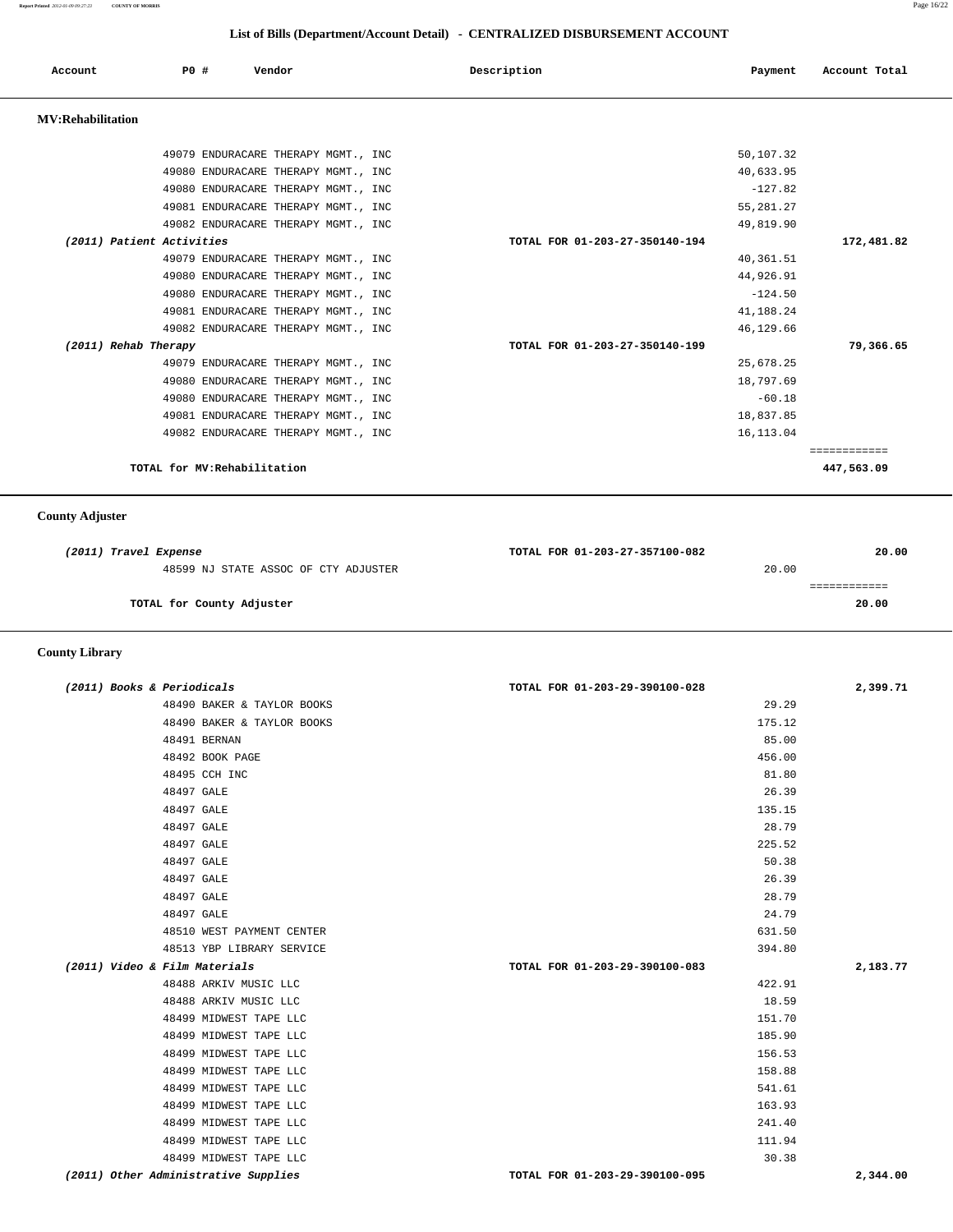## List of Bills (Department/Account Detail) - CENTRALIZED DISBURSEMENT ACCOUNT

| Account | PO # | Vendor | Description | Payment | Account Total |
|---|---|---|---|---|---|

### MV:Rehabilitation

| Account | PO # | Vendor | Description | Payment | Account Total |
|---|---|---|---|---|---|
| | 49079 | ENDURACARE THERAPY MGMT., INC | | 50,107.32 | |
| | 49080 | ENDURACARE THERAPY MGMT., INC | | 40,633.95 | |
| | 49080 | ENDURACARE THERAPY MGMT., INC | | -127.82 | |
| | 49081 | ENDURACARE THERAPY MGMT., INC | | 55,281.27 | |
| | 49082 | ENDURACARE THERAPY MGMT., INC | | 49,819.90 | |
| *(2011) Patient Activities* | | | TOTAL FOR 01-203-27-350140-194 | | 172,481.82 |
| | 49079 | ENDURACARE THERAPY MGMT., INC | | 40,361.51 | |
| | 49080 | ENDURACARE THERAPY MGMT., INC | | 44,926.91 | |
| | 49080 | ENDURACARE THERAPY MGMT., INC | | -124.50 | |
| | 49081 | ENDURACARE THERAPY MGMT., INC | | 41,188.24 | |
| | 49082 | ENDURACARE THERAPY MGMT., INC | | 46,129.66 | |
| *(2011) Rehab Therapy* | | | TOTAL FOR 01-203-27-350140-199 | | 79,366.65 |
| | 49079 | ENDURACARE THERAPY MGMT., INC | | 25,678.25 | |
| | 49080 | ENDURACARE THERAPY MGMT., INC | | 18,797.69 | |
| | 49080 | ENDURACARE THERAPY MGMT., INC | | -60.18 | |
| | 49081 | ENDURACARE THERAPY MGMT., INC | | 18,837.85 | |
| | 49082 | ENDURACARE THERAPY MGMT., INC | | 16,113.04 | |
| | | TOTAL for MV:Rehabilitation | | | 447,563.09 |

### County Adjuster

| Account | PO # | Vendor | Description | Payment | Account Total |
|---|---|---|---|---|---|
| *(2011) Travel Expense* | | | TOTAL FOR 01-203-27-357100-082 | | 20.00 |
| | 48599 | NJ STATE ASSOC OF CTY ADJUSTER | | 20.00 | |
| | | TOTAL for County Adjuster | | | 20.00 |

### County Library

| Account | PO # | Vendor | Description | Payment | Account Total |
|---|---|---|---|---|---|
| *(2011) Books & Periodicals* | | | TOTAL FOR 01-203-29-390100-028 | | 2,399.71 |
| | 48490 | BAKER & TAYLOR BOOKS | | 29.29 | |
| | 48490 | BAKER & TAYLOR BOOKS | | 175.12 | |
| | 48491 | BERNAN | | 85.00 | |
| | 48492 | BOOK PAGE | | 456.00 | |
| | 48495 | CCH INC | | 81.80 | |
| | 48497 | GALE | | 26.39 | |
| | 48497 | GALE | | 135.15 | |
| | 48497 | GALE | | 28.79 | |
| | 48497 | GALE | | 225.52 | |
| | 48497 | GALE | | 50.38 | |
| | 48497 | GALE | | 26.39 | |
| | 48497 | GALE | | 28.79 | |
| | 48497 | GALE | | 24.79 | |
| | 48510 | WEST PAYMENT CENTER | | 631.50 | |
| | 48513 | YBP LIBRARY SERVICE | | 394.80 | |
| *(2011) Video & Film Materials* | | | TOTAL FOR 01-203-29-390100-083 | | 2,183.77 |
| | 48488 | ARKIV MUSIC LLC | | 422.91 | |
| | 48488 | ARKIV MUSIC LLC | | 18.59 | |
| | 48499 | MIDWEST TAPE LLC | | 151.70 | |
| | 48499 | MIDWEST TAPE LLC | | 185.90 | |
| | 48499 | MIDWEST TAPE LLC | | 156.53 | |
| | 48499 | MIDWEST TAPE LLC | | 158.88 | |
| | 48499 | MIDWEST TAPE LLC | | 541.61 | |
| | 48499 | MIDWEST TAPE LLC | | 163.93 | |
| | 48499 | MIDWEST TAPE LLC | | 241.40 | |
| | 48499 | MIDWEST TAPE LLC | | 111.94 | |
| | 48499 | MIDWEST TAPE LLC | | 30.38 | |
| *(2011) Other Administrative Supplies* | | | TOTAL FOR 01-203-29-390100-095 | | 2,344.00 |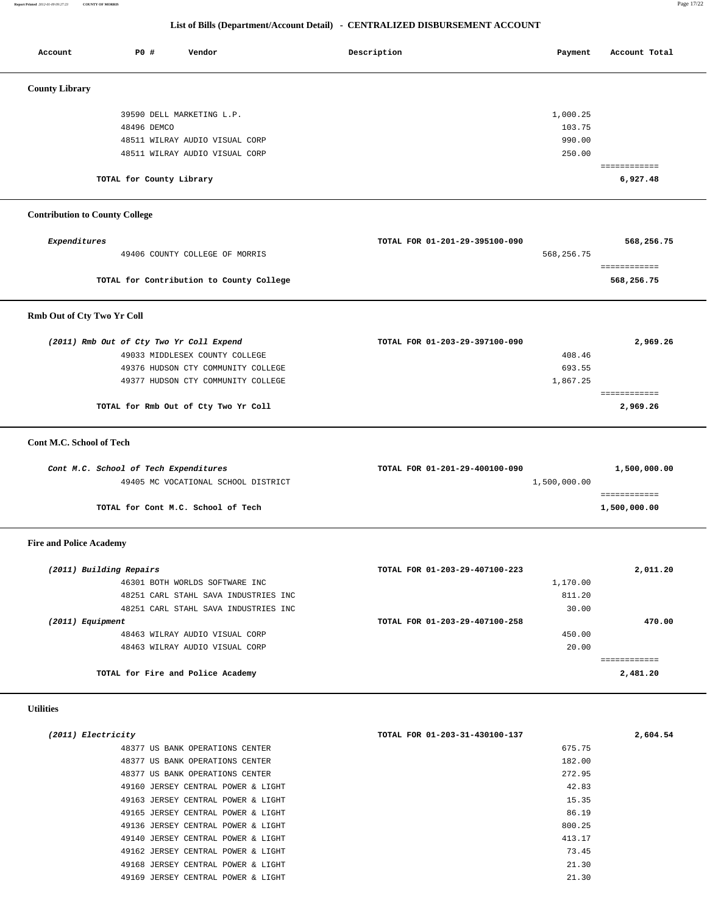## List of Bills (Department/Account Detail) - CENTRALIZED DISBURSEMENT ACCOUNT

| Account | PO # | Vendor | Description | Payment | Account Total |
|---|---|---|---|---|---|

### County Library

| Account | PO # | Vendor | Description | Payment | Account Total |
|---|---|---|---|---|---|
| | 39590 | DELL MARKETING L.P. | | 1,000.25 | |
| | 48496 | DEMCO | | 103.75 | |
| | 48511 | WILRAY AUDIO VISUAL CORP | | 990.00 | |
| | 48511 | WILRAY AUDIO VISUAL CORP | | 250.00 | |
| | | **TOTAL for County Library** | | | **6,927.48** |

### Contribution to County College

| Account | PO # | Vendor | Description | Payment | Account Total |
|---|---|---|---|---|---|
| *Expenditures* | | | TOTAL FOR 01-201-29-395100-090 | | 568,256.75 |
| | 49406 | COUNTY COLLEGE OF MORRIS | | 568,256.75 | |
| | | **TOTAL for Contribution to County College** | | | **568,256.75** |

### Rmb Out of Cty Two Yr Coll

| Account | PO # | Vendor | Description | Payment | Account Total |
|---|---|---|---|---|---|
| *(2011) Rmb Out of Cty Two Yr Coll Expend* | | | TOTAL FOR 01-203-29-397100-090 | | 2,969.26 |
| | 49033 | MIDDLESEX COUNTY COLLEGE | | 408.46 | |
| | 49376 | HUDSON CTY COMMUNITY COLLEGE | | 693.55 | |
| | 49377 | HUDSON CTY COMMUNITY COLLEGE | | 1,867.25 | |
| | | **TOTAL for Rmb Out of Cty Two Yr Coll** | | | **2,969.26** |

### Cont M.C. School of Tech

| Account | PO # | Vendor | Description | Payment | Account Total |
|---|---|---|---|---|---|
| *Cont M.C. School of Tech Expenditures* | | | TOTAL FOR 01-201-29-400100-090 | | 1,500,000.00 |
| | 49405 | MC VOCATIONAL SCHOOL DISTRICT | | 1,500,000.00 | |
| | | **TOTAL for Cont M.C. School of Tech** | | | **1,500,000.00** |

### Fire and Police Academy

| Account | PO # | Vendor | Description | Payment | Account Total |
|---|---|---|---|---|---|
| *(2011) Building Repairs* | | | TOTAL FOR 01-203-29-407100-223 | | 2,011.20 |
| | 46301 | BOTH WORLDS SOFTWARE INC | | 1,170.00 | |
| | 48251 | CARL STAHL SAVA INDUSTRIES INC | | 811.20 | |
| | 48251 | CARL STAHL SAVA INDUSTRIES INC | | 30.00 | |
| *(2011) Equipment* | | | TOTAL FOR 01-203-29-407100-258 | | 470.00 |
| | 48463 | WILRAY AUDIO VISUAL CORP | | 450.00 | |
| | 48463 | WILRAY AUDIO VISUAL CORP | | 20.00 | |
| | | **TOTAL for Fire and Police Academy** | | | **2,481.20** |

### Utilities

| Account | PO # | Vendor | Description | Payment | Account Total |
|---|---|---|---|---|---|
| *(2011) Electricity* | | | TOTAL FOR 01-203-31-430100-137 | | 2,604.54 |
| | 48377 | US BANK OPERATIONS CENTER | | 675.75 | |
| | 48377 | US BANK OPERATIONS CENTER | | 182.00 | |
| | 48377 | US BANK OPERATIONS CENTER | | 272.95 | |
| | 49160 | JERSEY CENTRAL POWER & LIGHT | | 42.83 | |
| | 49163 | JERSEY CENTRAL POWER & LIGHT | | 15.35 | |
| | 49165 | JERSEY CENTRAL POWER & LIGHT | | 86.19 | |
| | 49136 | JERSEY CENTRAL POWER & LIGHT | | 800.25 | |
| | 49140 | JERSEY CENTRAL POWER & LIGHT | | 413.17 | |
| | 49162 | JERSEY CENTRAL POWER & LIGHT | | 73.45 | |
| | 49168 | JERSEY CENTRAL POWER & LIGHT | | 21.30 | |
| | 49169 | JERSEY CENTRAL POWER & LIGHT | | 21.30 | |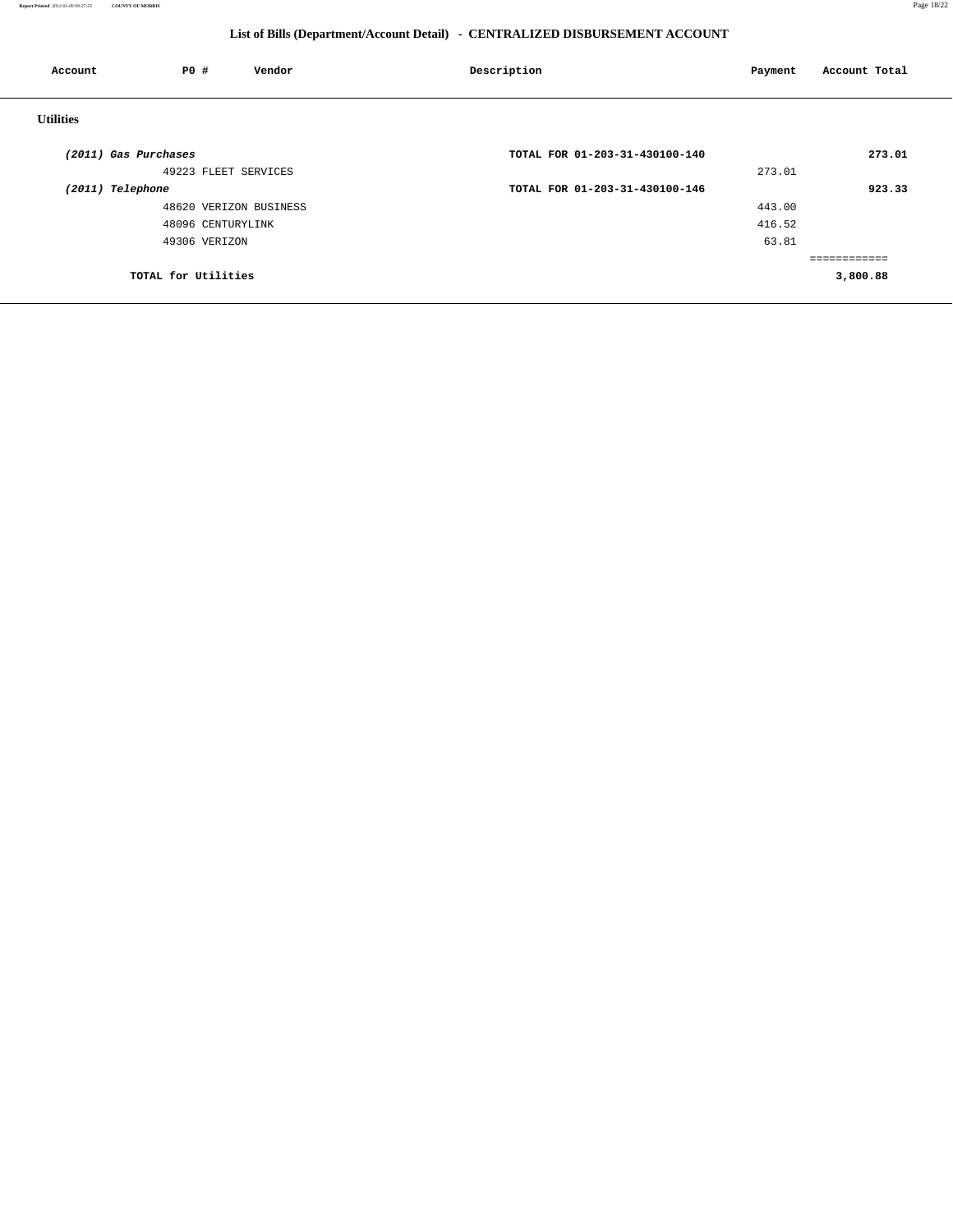## List of Bills (Department/Account Detail) - CENTRALIZED DISBURSEMENT ACCOUNT

| Account | PO # | Vendor | Description | Payment | Account Total |
| --- | --- | --- | --- | --- | --- |

### Utilities

| Account | PO # | Vendor | Description | Payment | Account Total |
| --- | --- | --- | --- | --- | --- |
| ***(2011) Gas Purchases*** | | | **TOTAL FOR 01-203-31-430100-140** | | **273.01** |
| | 49223 | FLEET SERVICES | | 273.01 | |
| ***(2011) Telephone*** | | | **TOTAL FOR 01-203-31-430100-146** | | **923.33** |
| | 48620 | VERIZON BUSINESS | | 443.00 | |
| | 48096 | CENTURYLINK | | 416.52 | |
| | 49306 | VERIZON | | 63.81 | |
| | | | | | ============ |
| **TOTAL for Utilities** | | | | | **3,800.88** |